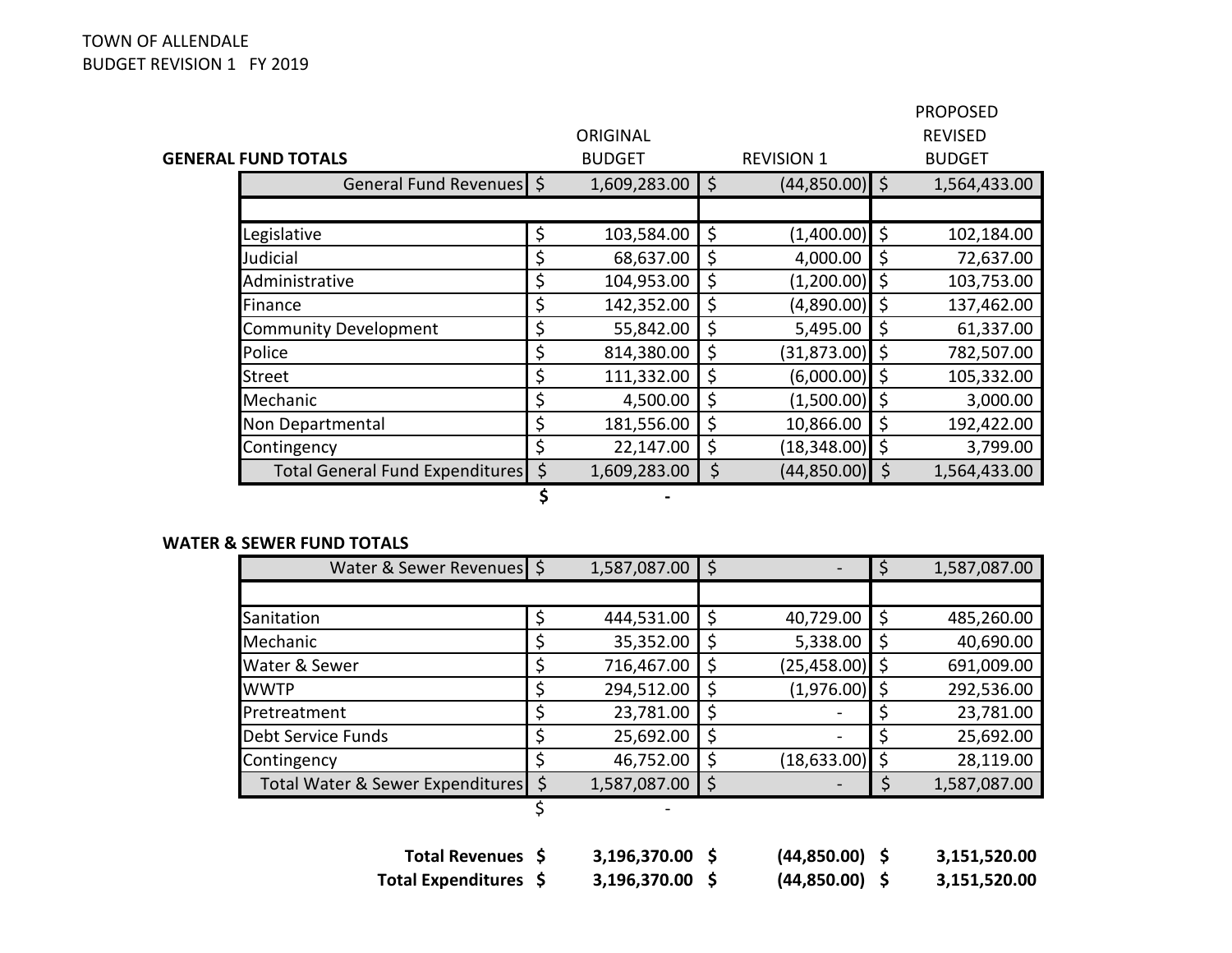TOWN OF ALLENDALE
BUDGET REVISION 1 FY 2019

**GENERAL FUND TOTALS**

| | ORIGINAL BUDGET | REVISION 1 | PROPOSED REVISED BUDGET |
|---|---|---|---|
| General Fund Revenues | $ 1,609,283.00 | $ (44,850.00) | $ 1,564,433.00 |
| | | | |
| Legislative | $ 103,584.00 | $ (1,400.00) | $ 102,184.00 |
| Judicial | $ 68,637.00 | $ 4,000.00 | $ 72,637.00 |
| Administrative | $ 104,953.00 | $ (1,200.00) | $ 103,753.00 |
| Finance | $ 142,352.00 | $ (4,890.00) | $ 137,462.00 |
| Community Development | $ 55,842.00 | $ 5,495.00 | $ 61,337.00 |
| Police | $ 814,380.00 | $ (31,873.00) | $ 782,507.00 |
| Street | $ 111,332.00 | $ (6,000.00) | $ 105,332.00 |
| Mechanic | $ 4,500.00 | $ (1,500.00) | $ 3,000.00 |
| Non Departmental | $ 181,556.00 | $ 10,866.00 | $ 192,422.00 |
| Contingency | $ 22,147.00 | $ (18,348.00) | $ 3,799.00 |
| Total General Fund Expenditures | $ 1,609,283.00 | $ (44,850.00) | $ 1,564,433.00 |
| | **$ -** | | |

**WATER & SEWER FUND TOTALS**

| | ORIGINAL BUDGET | REVISION 1 | PROPOSED REVISED BUDGET |
|---|---|---|---|
| Water & Sewer Revenues | $ 1,587,087.00 | $ - | $ 1,587,087.00 |
| | | | |
| Sanitation | $ 444,531.00 | $ 40,729.00 | $ 485,260.00 |
| Mechanic | $ 35,352.00 | $ 5,338.00 | $ 40,690.00 |
| Water & Sewer | $ 716,467.00 | $ (25,458.00) | $ 691,009.00 |
| WWTP | $ 294,512.00 | $ (1,976.00) | $ 292,536.00 |
| Pretreatment | $ 23,781.00 | $ - | $ 23,781.00 |
| Debt Service Funds | $ 25,692.00 | $ - | $ 25,692.00 |
| Contingency | $ 46,752.00 | $ (18,633.00) | $ 28,119.00 |
| Total Water & Sewer Expenditures | $ 1,587,087.00 | $ - | $ 1,587,087.00 |
| | $ - | | |
| **Total Revenues** | **$ 3,196,370.00** | **$ (44,850.00)** | **$ 3,151,520.00** |
| **Total Expenditures** | **$ 3,196,370.00** | **$ (44,850.00)** | **$ 3,151,520.00** |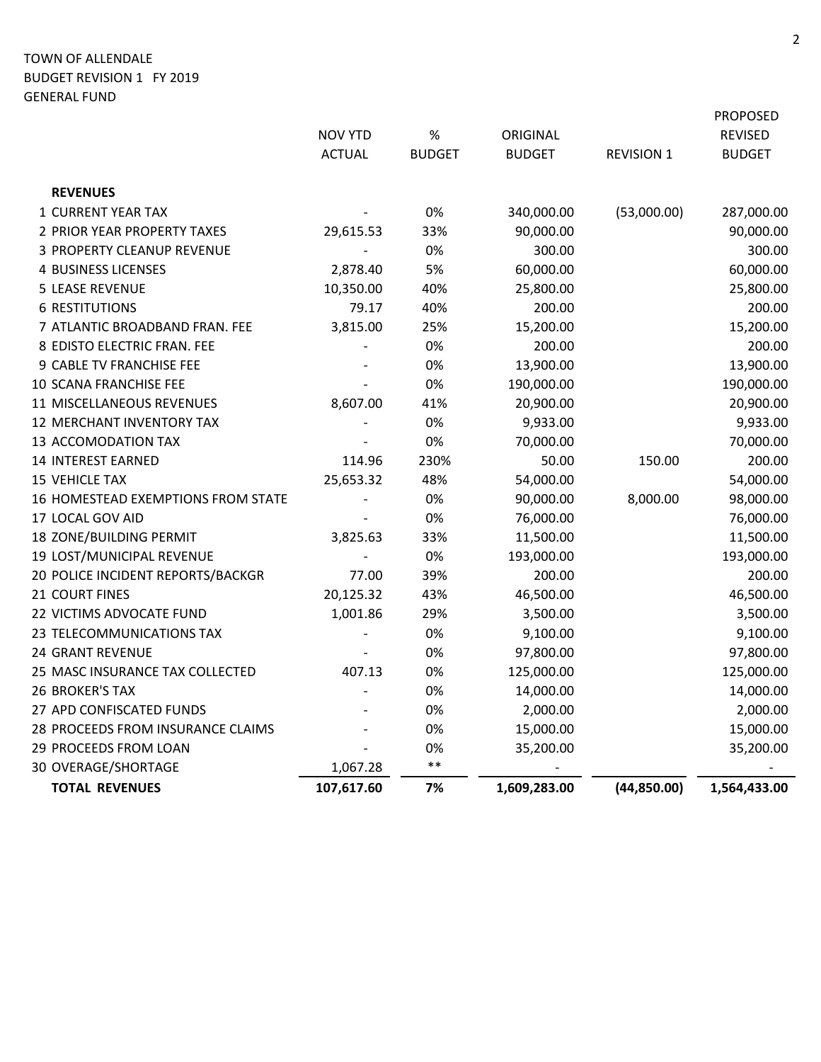TOWN OF ALLENDALE
BUDGET REVISION 1 FY 2019
GENERAL FUND

| | NOV YTD ACTUAL | % BUDGET | ORIGINAL BUDGET | REVISION 1 | PROPOSED REVISED BUDGET |
|---|---|---|---|---|---|
| **REVENUES** | | | | | |
| 1 CURRENT YEAR TAX | - | 0% | 340,000.00 | (53,000.00) | 287,000.00 |
| 2 PRIOR YEAR PROPERTY TAXES | 29,615.53 | 33% | 90,000.00 | | 90,000.00 |
| 3 PROPERTY CLEANUP REVENUE | - | 0% | 300.00 | | 300.00 |
| 4 BUSINESS LICENSES | 2,878.40 | 5% | 60,000.00 | | 60,000.00 |
| 5 LEASE REVENUE | 10,350.00 | 40% | 25,800.00 | | 25,800.00 |
| 6 RESTITUTIONS | 79.17 | 40% | 200.00 | | 200.00 |
| 7 ATLANTIC BROADBAND FRAN. FEE | 3,815.00 | 25% | 15,200.00 | | 15,200.00 |
| 8 EDISTO ELECTRIC FRAN. FEE | - | 0% | 200.00 | | 200.00 |
| 9 CABLE TV FRANCHISE FEE | - | 0% | 13,900.00 | | 13,900.00 |
| 10 SCANA FRANCHISE FEE | - | 0% | 190,000.00 | | 190,000.00 |
| 11 MISCELLANEOUS REVENUES | 8,607.00 | 41% | 20,900.00 | | 20,900.00 |
| 12 MERCHANT INVENTORY TAX | - | 0% | 9,933.00 | | 9,933.00 |
| 13 ACCOMODATION TAX | - | 0% | 70,000.00 | | 70,000.00 |
| 14 INTEREST EARNED | 114.96 | 230% | 50.00 | 150.00 | 200.00 |
| 15 VEHICLE TAX | 25,653.32 | 48% | 54,000.00 | | 54,000.00 |
| 16 HOMESTEAD EXEMPTIONS FROM STATE | - | 0% | 90,000.00 | 8,000.00 | 98,000.00 |
| 17 LOCAL GOV AID | - | 0% | 76,000.00 | | 76,000.00 |
| 18 ZONE/BUILDING PERMIT | 3,825.63 | 33% | 11,500.00 | | 11,500.00 |
| 19 LOST/MUNICIPAL REVENUE | - | 0% | 193,000.00 | | 193,000.00 |
| 20 POLICE INCIDENT REPORTS/BACKGR | 77.00 | 39% | 200.00 | | 200.00 |
| 21 COURT FINES | 20,125.32 | 43% | 46,500.00 | | 46,500.00 |
| 22 VICTIMS ADVOCATE FUND | 1,001.86 | 29% | 3,500.00 | | 3,500.00 |
| 23 TELECOMMUNICATIONS TAX | - | 0% | 9,100.00 | | 9,100.00 |
| 24 GRANT REVENUE | - | 0% | 97,800.00 | | 97,800.00 |
| 25 MASC INSURANCE TAX COLLECTED | 407.13 | 0% | 125,000.00 | | 125,000.00 |
| 26 BROKER'S TAX | - | 0% | 14,000.00 | | 14,000.00 |
| 27 APD CONFISCATED FUNDS | - | 0% | 2,000.00 | | 2,000.00 |
| 28 PROCEEDS FROM INSURANCE CLAIMS | - | 0% | 15,000.00 | | 15,000.00 |
| 29 PROCEEDS FROM LOAN | - | 0% | 35,200.00 | | 35,200.00 |
| 30 OVERAGE/SHORTAGE | 1,067.28 | ** | - | | - |
| **TOTAL REVENUES** | **107,617.60** | **7%** | **1,609,283.00** | **(44,850.00)** | **1,564,433.00** |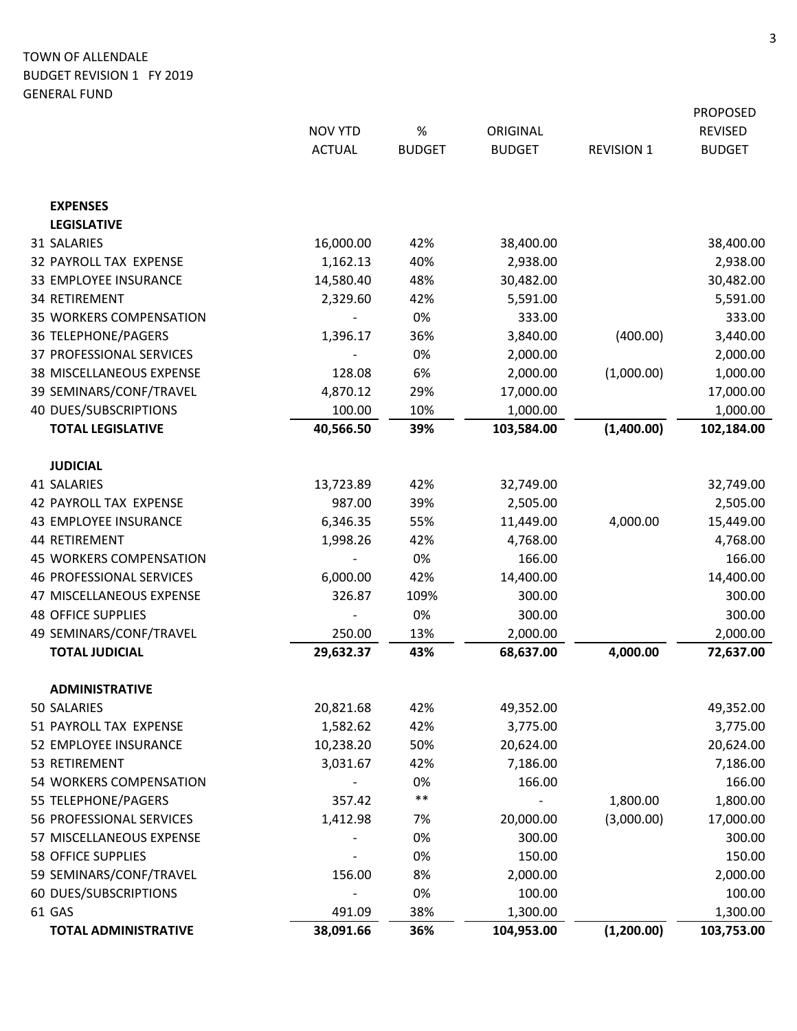TOWN OF ALLENDALE
BUDGET REVISION 1 FY 2019
GENERAL FUND

| | NOV YTD ACTUAL | % BUDGET | ORIGINAL BUDGET | REVISION 1 | PROPOSED REVISED BUDGET |
|---|---|---|---|---|---|
| **EXPENSES** | | | | | |
| **LEGISLATIVE** | | | | | |
| 31 SALARIES | 16,000.00 | 42% | 38,400.00 | | 38,400.00 |
| 32 PAYROLL TAX EXPENSE | 1,162.13 | 40% | 2,938.00 | | 2,938.00 |
| 33 EMPLOYEE INSURANCE | 14,580.40 | 48% | 30,482.00 | | 30,482.00 |
| 34 RETIREMENT | 2,329.60 | 42% | 5,591.00 | | 5,591.00 |
| 35 WORKERS COMPENSATION | - | 0% | 333.00 | | 333.00 |
| 36 TELEPHONE/PAGERS | 1,396.17 | 36% | 3,840.00 | (400.00) | 3,440.00 |
| 37 PROFESSIONAL SERVICES | - | 0% | 2,000.00 | | 2,000.00 |
| 38 MISCELLANEOUS EXPENSE | 128.08 | 6% | 2,000.00 | (1,000.00) | 1,000.00 |
| 39 SEMINARS/CONF/TRAVEL | 4,870.12 | 29% | 17,000.00 | | 17,000.00 |
| 40 DUES/SUBSCRIPTIONS | 100.00 | 10% | 1,000.00 | | 1,000.00 |
| **TOTAL LEGISLATIVE** | **40,566.50** | **39%** | **103,584.00** | **(1,400.00)** | **102,184.00** |
| **JUDICIAL** | | | | | |
| 41 SALARIES | 13,723.89 | 42% | 32,749.00 | | 32,749.00 |
| 42 PAYROLL TAX EXPENSE | 987.00 | 39% | 2,505.00 | | 2,505.00 |
| 43 EMPLOYEE INSURANCE | 6,346.35 | 55% | 11,449.00 | 4,000.00 | 15,449.00 |
| 44 RETIREMENT | 1,998.26 | 42% | 4,768.00 | | 4,768.00 |
| 45 WORKERS COMPENSATION | - | 0% | 166.00 | | 166.00 |
| 46 PROFESSIONAL SERVICES | 6,000.00 | 42% | 14,400.00 | | 14,400.00 |
| 47 MISCELLANEOUS EXPENSE | 326.87 | 109% | 300.00 | | 300.00 |
| 48 OFFICE SUPPLIES | - | 0% | 300.00 | | 300.00 |
| 49 SEMINARS/CONF/TRAVEL | 250.00 | 13% | 2,000.00 | | 2,000.00 |
| **TOTAL JUDICIAL** | **29,632.37** | **43%** | **68,637.00** | **4,000.00** | **72,637.00** |
| **ADMINISTRATIVE** | | | | | |
| 50 SALARIES | 20,821.68 | 42% | 49,352.00 | | 49,352.00 |
| 51 PAYROLL TAX EXPENSE | 1,582.62 | 42% | 3,775.00 | | 3,775.00 |
| 52 EMPLOYEE INSURANCE | 10,238.20 | 50% | 20,624.00 | | 20,624.00 |
| 53 RETIREMENT | 3,031.67 | 42% | 7,186.00 | | 7,186.00 |
| 54 WORKERS COMPENSATION | - | 0% | 166.00 | | 166.00 |
| 55 TELEPHONE/PAGERS | 357.42 | ** | - | 1,800.00 | 1,800.00 |
| 56 PROFESSIONAL SERVICES | 1,412.98 | 7% | 20,000.00 | (3,000.00) | 17,000.00 |
| 57 MISCELLANEOUS EXPENSE | - | 0% | 300.00 | | 300.00 |
| 58 OFFICE SUPPLIES | - | 0% | 150.00 | | 150.00 |
| 59 SEMINARS/CONF/TRAVEL | 156.00 | 8% | 2,000.00 | | 2,000.00 |
| 60 DUES/SUBSCRIPTIONS | - | 0% | 100.00 | | 100.00 |
| 61 GAS | 491.09 | 38% | 1,300.00 | | 1,300.00 |
| **TOTAL ADMINISTRATIVE** | **38,091.66** | **36%** | **104,953.00** | **(1,200.00)** | **103,753.00** |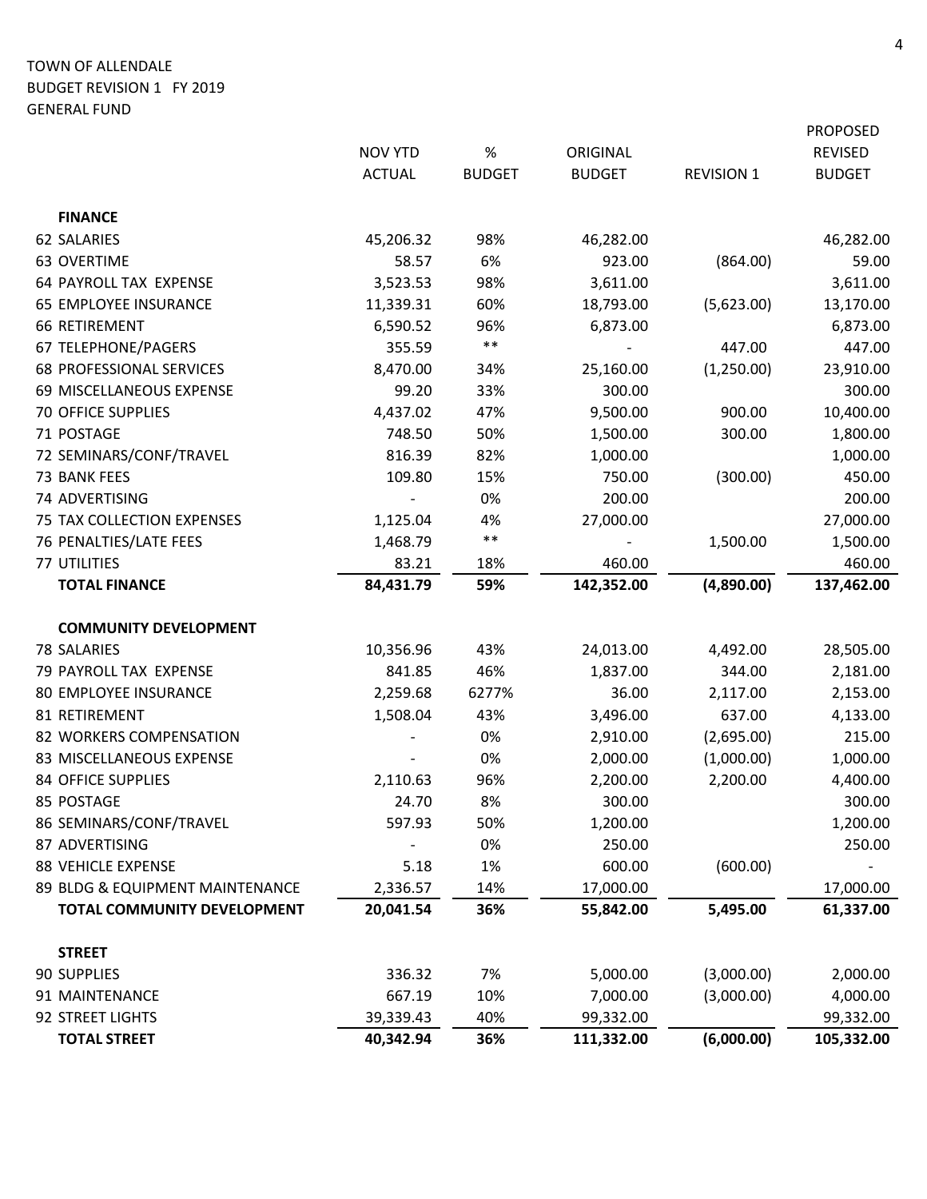TOWN OF ALLENDALE
BUDGET REVISION 1 FY 2019
GENERAL FUND

| | NOV YTD ACTUAL | % BUDGET | ORIGINAL BUDGET | REVISION 1 | PROPOSED REVISED BUDGET |
|---|---|---|---|---|---|
| **FINANCE** | | | | | |
| 62 SALARIES | 45,206.32 | 98% | 46,282.00 | | 46,282.00 |
| 63 OVERTIME | 58.57 | 6% | 923.00 | (864.00) | 59.00 |
| 64 PAYROLL TAX EXPENSE | 3,523.53 | 98% | 3,611.00 | | 3,611.00 |
| 65 EMPLOYEE INSURANCE | 11,339.31 | 60% | 18,793.00 | (5,623.00) | 13,170.00 |
| 66 RETIREMENT | 6,590.52 | 96% | 6,873.00 | | 6,873.00 |
| 67 TELEPHONE/PAGERS | 355.59 | ** | - | 447.00 | 447.00 |
| 68 PROFESSIONAL SERVICES | 8,470.00 | 34% | 25,160.00 | (1,250.00) | 23,910.00 |
| 69 MISCELLANEOUS EXPENSE | 99.20 | 33% | 300.00 | | 300.00 |
| 70 OFFICE SUPPLIES | 4,437.02 | 47% | 9,500.00 | 900.00 | 10,400.00 |
| 71 POSTAGE | 748.50 | 50% | 1,500.00 | 300.00 | 1,800.00 |
| 72 SEMINARS/CONF/TRAVEL | 816.39 | 82% | 1,000.00 | | 1,000.00 |
| 73 BANK FEES | 109.80 | 15% | 750.00 | (300.00) | 450.00 |
| 74 ADVERTISING | - | 0% | 200.00 | | 200.00 |
| 75 TAX COLLECTION EXPENSES | 1,125.04 | 4% | 27,000.00 | | 27,000.00 |
| 76 PENALTIES/LATE FEES | 1,468.79 | ** | - | 1,500.00 | 1,500.00 |
| 77 UTILITIES | 83.21 | 18% | 460.00 | | 460.00 |
| **TOTAL FINANCE** | **84,431.79** | **59%** | **142,352.00** | **(4,890.00)** | **137,462.00** |
| **COMMUNITY DEVELOPMENT** | | | | | |
| 78 SALARIES | 10,356.96 | 43% | 24,013.00 | 4,492.00 | 28,505.00 |
| 79 PAYROLL TAX EXPENSE | 841.85 | 46% | 1,837.00 | 344.00 | 2,181.00 |
| 80 EMPLOYEE INSURANCE | 2,259.68 | 6277% | 36.00 | 2,117.00 | 2,153.00 |
| 81 RETIREMENT | 1,508.04 | 43% | 3,496.00 | 637.00 | 4,133.00 |
| 82 WORKERS COMPENSATION | - | 0% | 2,910.00 | (2,695.00) | 215.00 |
| 83 MISCELLANEOUS EXPENSE | - | 0% | 2,000.00 | (1,000.00) | 1,000.00 |
| 84 OFFICE SUPPLIES | 2,110.63 | 96% | 2,200.00 | 2,200.00 | 4,400.00 |
| 85 POSTAGE | 24.70 | 8% | 300.00 | | 300.00 |
| 86 SEMINARS/CONF/TRAVEL | 597.93 | 50% | 1,200.00 | | 1,200.00 |
| 87 ADVERTISING | - | 0% | 250.00 | | 250.00 |
| 88 VEHICLE EXPENSE | 5.18 | 1% | 600.00 | (600.00) | - |
| 89 BLDG & EQUIPMENT MAINTENANCE | 2,336.57 | 14% | 17,000.00 | | 17,000.00 |
| **TOTAL COMMUNITY DEVELOPMENT** | **20,041.54** | **36%** | **55,842.00** | **5,495.00** | **61,337.00** |
| **STREET** | | | | | |
| 90 SUPPLIES | 336.32 | 7% | 5,000.00 | (3,000.00) | 2,000.00 |
| 91 MAINTENANCE | 667.19 | 10% | 7,000.00 | (3,000.00) | 4,000.00 |
| 92 STREET LIGHTS | 39,339.43 | 40% | 99,332.00 | | 99,332.00 |
| **TOTAL STREET** | **40,342.94** | **36%** | **111,332.00** | **(6,000.00)** | **105,332.00** |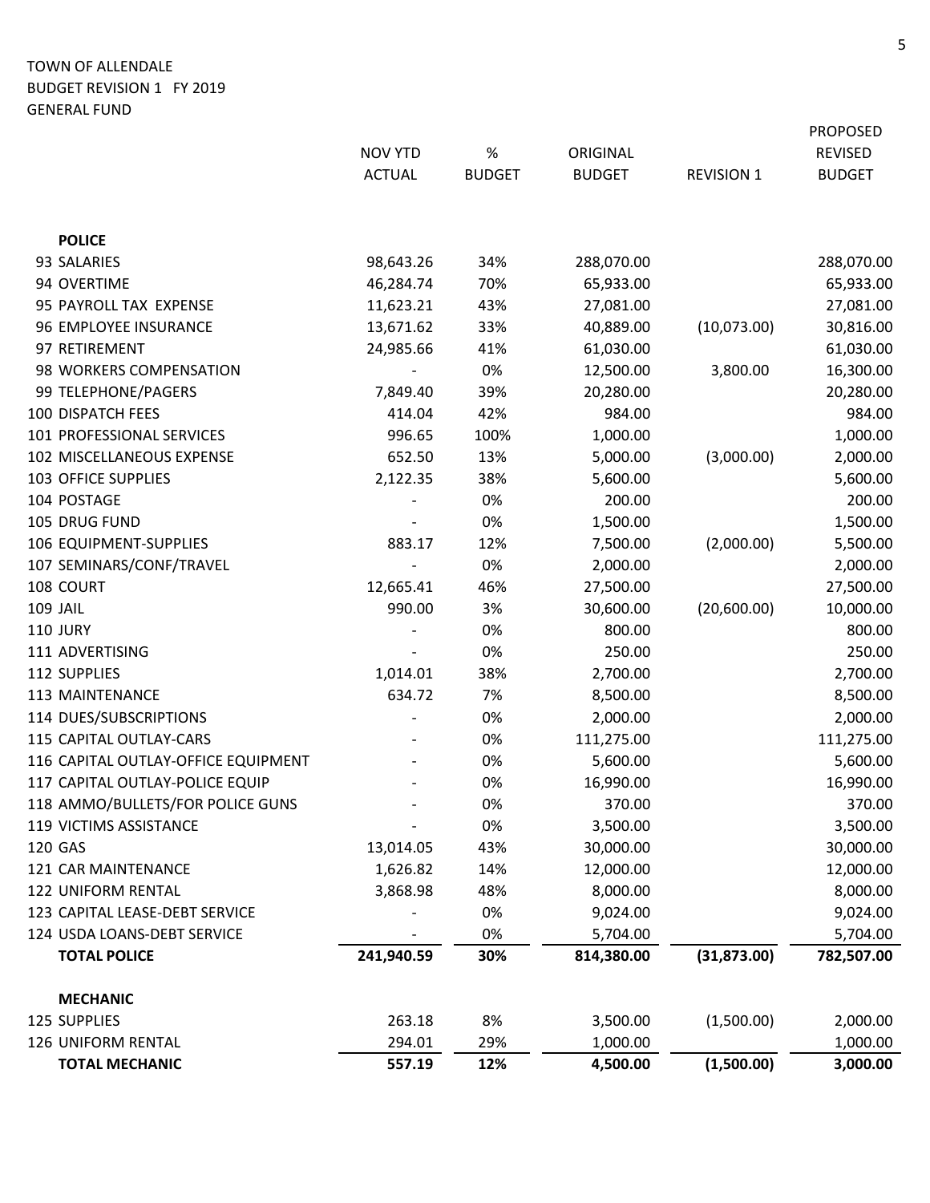TOWN OF ALLENDALE
BUDGET REVISION 1 FY 2019
GENERAL FUND

| | NOV YTD ACTUAL | % BUDGET | ORIGINAL BUDGET | REVISION 1 | PROPOSED REVISED BUDGET |
|---|---|---|---|---|---|
| **POLICE** | | | | | |
| 93 SALARIES | 98,643.26 | 34% | 288,070.00 | | 288,070.00 |
| 94 OVERTIME | 46,284.74 | 70% | 65,933.00 | | 65,933.00 |
| 95 PAYROLL TAX EXPENSE | 11,623.21 | 43% | 27,081.00 | | 27,081.00 |
| 96 EMPLOYEE INSURANCE | 13,671.62 | 33% | 40,889.00 | (10,073.00) | 30,816.00 |
| 97 RETIREMENT | 24,985.66 | 41% | 61,030.00 | | 61,030.00 |
| 98 WORKERS COMPENSATION | - | 0% | 12,500.00 | 3,800.00 | 16,300.00 |
| 99 TELEPHONE/PAGERS | 7,849.40 | 39% | 20,280.00 | | 20,280.00 |
| 100 DISPATCH FEES | 414.04 | 42% | 984.00 | | 984.00 |
| 101 PROFESSIONAL SERVICES | 996.65 | 100% | 1,000.00 | | 1,000.00 |
| 102 MISCELLANEOUS EXPENSE | 652.50 | 13% | 5,000.00 | (3,000.00) | 2,000.00 |
| 103 OFFICE SUPPLIES | 2,122.35 | 38% | 5,600.00 | | 5,600.00 |
| 104 POSTAGE | - | 0% | 200.00 | | 200.00 |
| 105 DRUG FUND | - | 0% | 1,500.00 | | 1,500.00 |
| 106 EQUIPMENT-SUPPLIES | 883.17 | 12% | 7,500.00 | (2,000.00) | 5,500.00 |
| 107 SEMINARS/CONF/TRAVEL | - | 0% | 2,000.00 | | 2,000.00 |
| 108 COURT | 12,665.41 | 46% | 27,500.00 | | 27,500.00 |
| 109 JAIL | 990.00 | 3% | 30,600.00 | (20,600.00) | 10,000.00 |
| 110 JURY | - | 0% | 800.00 | | 800.00 |
| 111 ADVERTISING | - | 0% | 250.00 | | 250.00 |
| 112 SUPPLIES | 1,014.01 | 38% | 2,700.00 | | 2,700.00 |
| 113 MAINTENANCE | 634.72 | 7% | 8,500.00 | | 8,500.00 |
| 114 DUES/SUBSCRIPTIONS | - | 0% | 2,000.00 | | 2,000.00 |
| 115 CAPITAL OUTLAY-CARS | - | 0% | 111,275.00 | | 111,275.00 |
| 116 CAPITAL OUTLAY-OFFICE EQUIPMENT | - | 0% | 5,600.00 | | 5,600.00 |
| 117 CAPITAL OUTLAY-POLICE EQUIP | - | 0% | 16,990.00 | | 16,990.00 |
| 118 AMMO/BULLETS/FOR POLICE GUNS | - | 0% | 370.00 | | 370.00 |
| 119 VICTIMS ASSISTANCE | - | 0% | 3,500.00 | | 3,500.00 |
| 120 GAS | 13,014.05 | 43% | 30,000.00 | | 30,000.00 |
| 121 CAR MAINTENANCE | 1,626.82 | 14% | 12,000.00 | | 12,000.00 |
| 122 UNIFORM RENTAL | 3,868.98 | 48% | 8,000.00 | | 8,000.00 |
| 123 CAPITAL LEASE-DEBT SERVICE | - | 0% | 9,024.00 | | 9,024.00 |
| 124 USDA LOANS-DEBT SERVICE | - | 0% | 5,704.00 | | 5,704.00 |
| **TOTAL POLICE** | **241,940.59** | **30%** | **814,380.00** | **(31,873.00)** | **782,507.00** |
| **MECHANIC** | | | | | |
| 125 SUPPLIES | 263.18 | 8% | 3,500.00 | (1,500.00) | 2,000.00 |
| 126 UNIFORM RENTAL | 294.01 | 29% | 1,000.00 | | 1,000.00 |
| **TOTAL MECHANIC** | **557.19** | **12%** | **4,500.00** | **(1,500.00)** | **3,000.00** |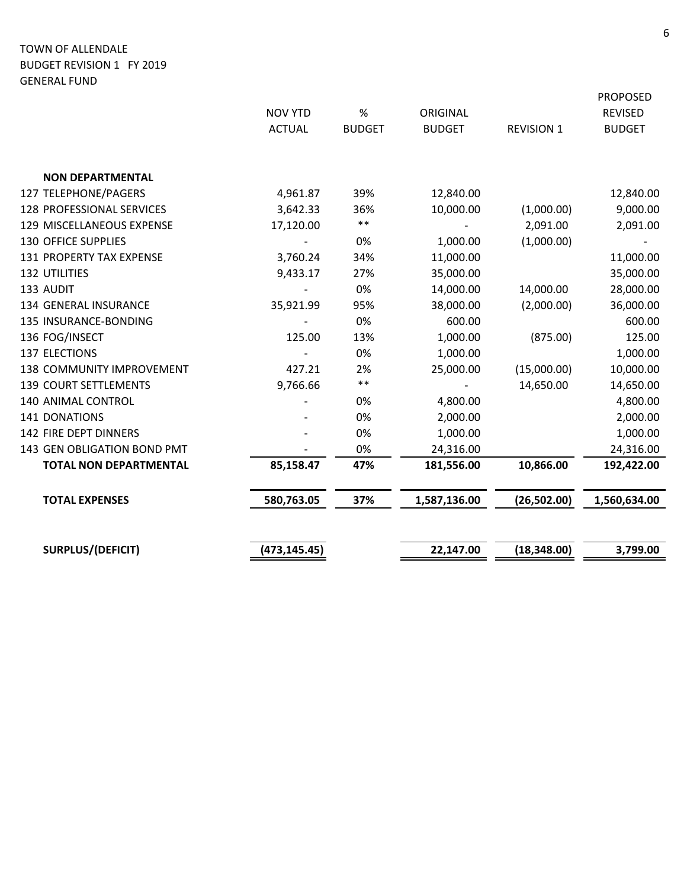TOWN OF ALLENDALE
BUDGET REVISION 1 FY 2019
GENERAL FUND

| | NOV YTD ACTUAL | % BUDGET | ORIGINAL BUDGET | REVISION 1 | PROPOSED REVISED BUDGET |
|---|---|---|---|---|---|
| **NON DEPARTMENTAL** | | | | | |
| 127 TELEPHONE/PAGERS | 4,961.87 | 39% | 12,840.00 | | 12,840.00 |
| 128 PROFESSIONAL SERVICES | 3,642.33 | 36% | 10,000.00 | (1,000.00) | 9,000.00 |
| 129 MISCELLANEOUS EXPENSE | 17,120.00 | ** | - | 2,091.00 | 2,091.00 |
| 130 OFFICE SUPPLIES | - | 0% | 1,000.00 | (1,000.00) | - |
| 131 PROPERTY TAX EXPENSE | 3,760.24 | 34% | 11,000.00 | | 11,000.00 |
| 132 UTILITIES | 9,433.17 | 27% | 35,000.00 | | 35,000.00 |
| 133 AUDIT | - | 0% | 14,000.00 | 14,000.00 | 28,000.00 |
| 134 GENERAL INSURANCE | 35,921.99 | 95% | 38,000.00 | (2,000.00) | 36,000.00 |
| 135 INSURANCE-BONDING | - | 0% | 600.00 | | 600.00 |
| 136 FOG/INSECT | 125.00 | 13% | 1,000.00 | (875.00) | 125.00 |
| 137 ELECTIONS | - | 0% | 1,000.00 | | 1,000.00 |
| 138 COMMUNITY IMPROVEMENT | 427.21 | 2% | 25,000.00 | (15,000.00) | 10,000.00 |
| 139 COURT SETTLEMENTS | 9,766.66 | ** | - | 14,650.00 | 14,650.00 |
| 140 ANIMAL CONTROL | - | 0% | 4,800.00 | | 4,800.00 |
| 141 DONATIONS | - | 0% | 2,000.00 | | 2,000.00 |
| 142 FIRE DEPT DINNERS | - | 0% | 1,000.00 | | 1,000.00 |
| 143 GEN OBLIGATION BOND PMT | - | 0% | 24,316.00 | | 24,316.00 |
| **TOTAL NON DEPARTMENTAL** | **85,158.47** | **47%** | **181,556.00** | **10,866.00** | **192,422.00** |
| **TOTAL EXPENSES** | **580,763.05** | **37%** | **1,587,136.00** | **(26,502.00)** | **1,560,634.00** |
| **SURPLUS/(DEFICIT)** | **(473,145.45)** | | **22,147.00** | **(18,348.00)** | **3,799.00** |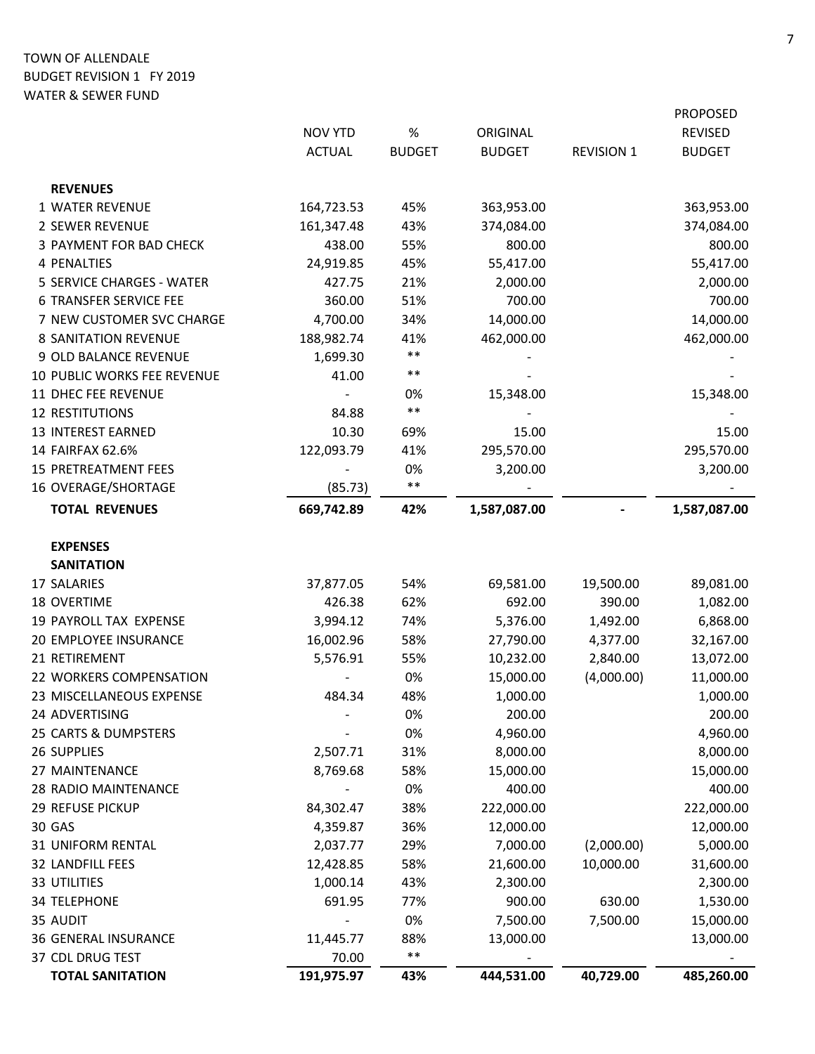TOWN OF ALLENDALE
BUDGET REVISION 1 FY 2019
WATER & SEWER FUND

| | NOV YTD ACTUAL | % BUDGET | ORIGINAL BUDGET | REVISION 1 | PROPOSED REVISED BUDGET |
|---|---|---|---|---|---|
| **REVENUES** | | | | | |
| 1 WATER REVENUE | 164,723.53 | 45% | 363,953.00 | | 363,953.00 |
| 2 SEWER REVENUE | 161,347.48 | 43% | 374,084.00 | | 374,084.00 |
| 3 PAYMENT FOR BAD CHECK | 438.00 | 55% | 800.00 | | 800.00 |
| 4 PENALTIES | 24,919.85 | 45% | 55,417.00 | | 55,417.00 |
| 5 SERVICE CHARGES - WATER | 427.75 | 21% | 2,000.00 | | 2,000.00 |
| 6 TRANSFER SERVICE FEE | 360.00 | 51% | 700.00 | | 700.00 |
| 7 NEW CUSTOMER SVC CHARGE | 4,700.00 | 34% | 14,000.00 | | 14,000.00 |
| 8 SANITATION REVENUE | 188,982.74 | 41% | 462,000.00 | | 462,000.00 |
| 9 OLD BALANCE REVENUE | 1,699.30 | ** | - | | - |
| 10 PUBLIC WORKS FEE REVENUE | 41.00 | ** | - | | - |
| 11 DHEC FEE REVENUE | - | 0% | 15,348.00 | | 15,348.00 |
| 12 RESTITUTIONS | 84.88 | ** | - | | - |
| 13 INTEREST EARNED | 10.30 | 69% | 15.00 | | 15.00 |
| 14 FAIRFAX 62.6% | 122,093.79 | 41% | 295,570.00 | | 295,570.00 |
| 15 PRETREATMENT FEES | - | 0% | 3,200.00 | | 3,200.00 |
| 16 OVERAGE/SHORTAGE | (85.73) | ** | - | | - |
| **TOTAL REVENUES** | **669,742.89** | **42%** | **1,587,087.00** | **-** | **1,587,087.00** |
| **EXPENSES** | | | | | |
| **SANITATION** | | | | | |
| 17 SALARIES | 37,877.05 | 54% | 69,581.00 | 19,500.00 | 89,081.00 |
| 18 OVERTIME | 426.38 | 62% | 692.00 | 390.00 | 1,082.00 |
| 19 PAYROLL TAX EXPENSE | 3,994.12 | 74% | 5,376.00 | 1,492.00 | 6,868.00 |
| 20 EMPLOYEE INSURANCE | 16,002.96 | 58% | 27,790.00 | 4,377.00 | 32,167.00 |
| 21 RETIREMENT | 5,576.91 | 55% | 10,232.00 | 2,840.00 | 13,072.00 |
| 22 WORKERS COMPENSATION | - | 0% | 15,000.00 | (4,000.00) | 11,000.00 |
| 23 MISCELLANEOUS EXPENSE | 484.34 | 48% | 1,000.00 | | 1,000.00 |
| 24 ADVERTISING | - | 0% | 200.00 | | 200.00 |
| 25 CARTS & DUMPSTERS | - | 0% | 4,960.00 | | 4,960.00 |
| 26 SUPPLIES | 2,507.71 | 31% | 8,000.00 | | 8,000.00 |
| 27 MAINTENANCE | 8,769.68 | 58% | 15,000.00 | | 15,000.00 |
| 28 RADIO MAINTENANCE | - | 0% | 400.00 | | 400.00 |
| 29 REFUSE PICKUP | 84,302.47 | 38% | 222,000.00 | | 222,000.00 |
| 30 GAS | 4,359.87 | 36% | 12,000.00 | | 12,000.00 |
| 31 UNIFORM RENTAL | 2,037.77 | 29% | 7,000.00 | (2,000.00) | 5,000.00 |
| 32 LANDFILL FEES | 12,428.85 | 58% | 21,600.00 | 10,000.00 | 31,600.00 |
| 33 UTILITIES | 1,000.14 | 43% | 2,300.00 | | 2,300.00 |
| 34 TELEPHONE | 691.95 | 77% | 900.00 | 630.00 | 1,530.00 |
| 35 AUDIT | - | 0% | 7,500.00 | 7,500.00 | 15,000.00 |
| 36 GENERAL INSURANCE | 11,445.77 | 88% | 13,000.00 | | 13,000.00 |
| 37 CDL DRUG TEST | 70.00 | ** | - | | - |
| **TOTAL SANITATION** | **191,975.97** | **43%** | **444,531.00** | **40,729.00** | **485,260.00** |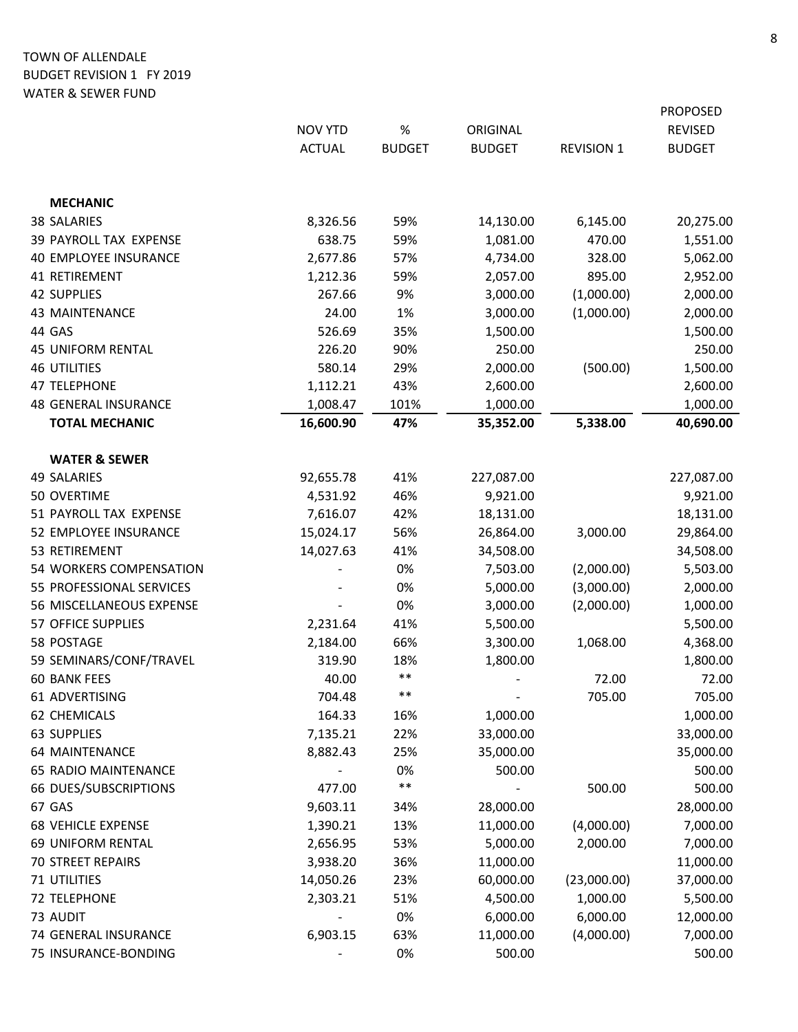TOWN OF ALLENDALE
BUDGET REVISION 1 FY 2019
WATER & SEWER FUND

| | NOV YTD ACTUAL | % BUDGET | ORIGINAL BUDGET | REVISION 1 | PROPOSED REVISED BUDGET |
|---|---|---|---|---|---|
| **MECHANIC** | | | | | |
| 38 SALARIES | 8,326.56 | 59% | 14,130.00 | 6,145.00 | 20,275.00 |
| 39 PAYROLL TAX EXPENSE | 638.75 | 59% | 1,081.00 | 470.00 | 1,551.00 |
| 40 EMPLOYEE INSURANCE | 2,677.86 | 57% | 4,734.00 | 328.00 | 5,062.00 |
| 41 RETIREMENT | 1,212.36 | 59% | 2,057.00 | 895.00 | 2,952.00 |
| 42 SUPPLIES | 267.66 | 9% | 3,000.00 | (1,000.00) | 2,000.00 |
| 43 MAINTENANCE | 24.00 | 1% | 3,000.00 | (1,000.00) | 2,000.00 |
| 44 GAS | 526.69 | 35% | 1,500.00 | | 1,500.00 |
| 45 UNIFORM RENTAL | 226.20 | 90% | 250.00 | | 250.00 |
| 46 UTILITIES | 580.14 | 29% | 2,000.00 | (500.00) | 1,500.00 |
| 47 TELEPHONE | 1,112.21 | 43% | 2,600.00 | | 2,600.00 |
| 48 GENERAL INSURANCE | 1,008.47 | 101% | 1,000.00 | | 1,000.00 |
| **TOTAL MECHANIC** | **16,600.90** | **47%** | **35,352.00** | **5,338.00** | **40,690.00** |
| **WATER & SEWER** | | | | | |
| 49 SALARIES | 92,655.78 | 41% | 227,087.00 | | 227,087.00 |
| 50 OVERTIME | 4,531.92 | 46% | 9,921.00 | | 9,921.00 |
| 51 PAYROLL TAX EXPENSE | 7,616.07 | 42% | 18,131.00 | | 18,131.00 |
| 52 EMPLOYEE INSURANCE | 15,024.17 | 56% | 26,864.00 | 3,000.00 | 29,864.00 |
| 53 RETIREMENT | 14,027.63 | 41% | 34,508.00 | | 34,508.00 |
| 54 WORKERS COMPENSATION | - | 0% | 7,503.00 | (2,000.00) | 5,503.00 |
| 55 PROFESSIONAL SERVICES | - | 0% | 5,000.00 | (3,000.00) | 2,000.00 |
| 56 MISCELLANEOUS EXPENSE | - | 0% | 3,000.00 | (2,000.00) | 1,000.00 |
| 57 OFFICE SUPPLIES | 2,231.64 | 41% | 5,500.00 | | 5,500.00 |
| 58 POSTAGE | 2,184.00 | 66% | 3,300.00 | 1,068.00 | 4,368.00 |
| 59 SEMINARS/CONF/TRAVEL | 319.90 | 18% | 1,800.00 | | 1,800.00 |
| 60 BANK FEES | 40.00 | ** | - | 72.00 | 72.00 |
| 61 ADVERTISING | 704.48 | ** | - | 705.00 | 705.00 |
| 62 CHEMICALS | 164.33 | 16% | 1,000.00 | | 1,000.00 |
| 63 SUPPLIES | 7,135.21 | 22% | 33,000.00 | | 33,000.00 |
| 64 MAINTENANCE | 8,882.43 | 25% | 35,000.00 | | 35,000.00 |
| 65 RADIO MAINTENANCE | - | 0% | 500.00 | | 500.00 |
| 66 DUES/SUBSCRIPTIONS | 477.00 | ** | - | 500.00 | 500.00 |
| 67 GAS | 9,603.11 | 34% | 28,000.00 | | 28,000.00 |
| 68 VEHICLE EXPENSE | 1,390.21 | 13% | 11,000.00 | (4,000.00) | 7,000.00 |
| 69 UNIFORM RENTAL | 2,656.95 | 53% | 5,000.00 | 2,000.00 | 7,000.00 |
| 70 STREET REPAIRS | 3,938.20 | 36% | 11,000.00 | | 11,000.00 |
| 71 UTILITIES | 14,050.26 | 23% | 60,000.00 | (23,000.00) | 37,000.00 |
| 72 TELEPHONE | 2,303.21 | 51% | 4,500.00 | 1,000.00 | 5,500.00 |
| 73 AUDIT | - | 0% | 6,000.00 | 6,000.00 | 12,000.00 |
| 74 GENERAL INSURANCE | 6,903.15 | 63% | 11,000.00 | (4,000.00) | 7,000.00 |
| 75 INSURANCE-BONDING | - | 0% | 500.00 | | 500.00 |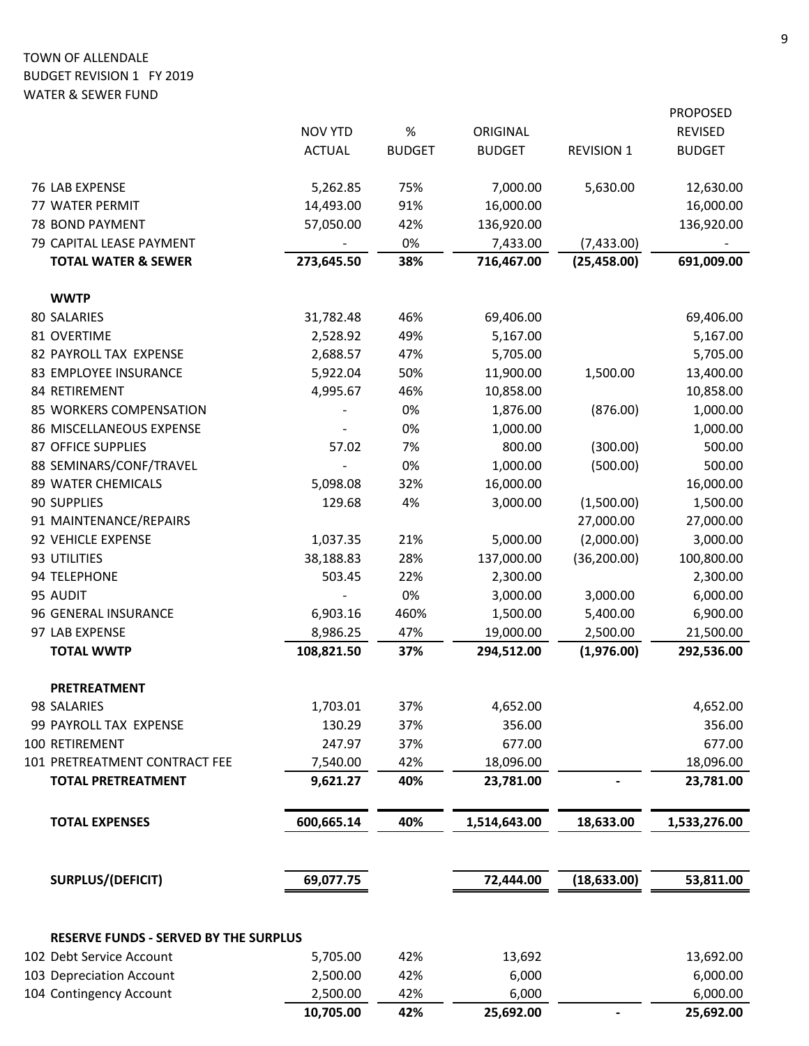TOWN OF ALLENDALE
BUDGET REVISION 1 FY 2019
WATER & SEWER FUND

| | NOV YTD ACTUAL | % BUDGET | ORIGINAL BUDGET | REVISION 1 | PROPOSED REVISED BUDGET |
|---|---|---|---|---|---|
| 76 LAB EXPENSE | 5,262.85 | 75% | 7,000.00 | 5,630.00 | 12,630.00 |
| 77 WATER PERMIT | 14,493.00 | 91% | 16,000.00 | | 16,000.00 |
| 78 BOND PAYMENT | 57,050.00 | 42% | 136,920.00 | | 136,920.00 |
| 79 CAPITAL LEASE PAYMENT | - | 0% | 7,433.00 | (7,433.00) | - |
| **TOTAL WATER & SEWER** | **273,645.50** | **38%** | **716,467.00** | **(25,458.00)** | **691,009.00** |
| **WWTP** | | | | | |
| 80 SALARIES | 31,782.48 | 46% | 69,406.00 | | 69,406.00 |
| 81 OVERTIME | 2,528.92 | 49% | 5,167.00 | | 5,167.00 |
| 82 PAYROLL TAX EXPENSE | 2,688.57 | 47% | 5,705.00 | | 5,705.00 |
| 83 EMPLOYEE INSURANCE | 5,922.04 | 50% | 11,900.00 | 1,500.00 | 13,400.00 |
| 84 RETIREMENT | 4,995.67 | 46% | 10,858.00 | | 10,858.00 |
| 85 WORKERS COMPENSATION | - | 0% | 1,876.00 | (876.00) | 1,000.00 |
| 86 MISCELLANEOUS EXPENSE | - | 0% | 1,000.00 | | 1,000.00 |
| 87 OFFICE SUPPLIES | 57.02 | 7% | 800.00 | (300.00) | 500.00 |
| 88 SEMINARS/CONF/TRAVEL | - | 0% | 1,000.00 | (500.00) | 500.00 |
| 89 WATER CHEMICALS | 5,098.08 | 32% | 16,000.00 | | 16,000.00 |
| 90 SUPPLIES | 129.68 | 4% | 3,000.00 | (1,500.00) | 1,500.00 |
| 91 MAINTENANCE/REPAIRS | | | | 27,000.00 | 27,000.00 |
| 92 VEHICLE EXPENSE | 1,037.35 | 21% | 5,000.00 | (2,000.00) | 3,000.00 |
| 93 UTILITIES | 38,188.83 | 28% | 137,000.00 | (36,200.00) | 100,800.00 |
| 94 TELEPHONE | 503.45 | 22% | 2,300.00 | | 2,300.00 |
| 95 AUDIT | - | 0% | 3,000.00 | 3,000.00 | 6,000.00 |
| 96 GENERAL INSURANCE | 6,903.16 | 460% | 1,500.00 | 5,400.00 | 6,900.00 |
| 97 LAB EXPENSE | 8,986.25 | 47% | 19,000.00 | 2,500.00 | 21,500.00 |
| **TOTAL WWTP** | **108,821.50** | **37%** | **294,512.00** | **(1,976.00)** | **292,536.00** |
| **PRETREATMENT** | | | | | |
| 98 SALARIES | 1,703.01 | 37% | 4,652.00 | | 4,652.00 |
| 99 PAYROLL TAX EXPENSE | 130.29 | 37% | 356.00 | | 356.00 |
| 100 RETIREMENT | 247.97 | 37% | 677.00 | | 677.00 |
| 101 PRETREATMENT CONTRACT FEE | 7,540.00 | 42% | 18,096.00 | | 18,096.00 |
| **TOTAL PRETREATMENT** | **9,621.27** | **40%** | **23,781.00** | **-** | **23,781.00** |
| **TOTAL EXPENSES** | **600,665.14** | **40%** | **1,514,643.00** | **18,633.00** | **1,533,276.00** |
| **SURPLUS/(DEFICIT)** | **69,077.75** | | **72,444.00** | **(18,633.00)** | **53,811.00** |
| **RESERVE FUNDS - SERVED BY THE SURPLUS** | | | | | |
| 102 Debt Service Account | 5,705.00 | 42% | 13,692 | | 13,692.00 |
| 103 Depreciation Account | 2,500.00 | 42% | 6,000 | | 6,000.00 |
| 104 Contingency Account | 2,500.00 | 42% | 6,000 | | 6,000.00 |
| | **10,705.00** | **42%** | **25,692.00** | **-** | **25,692.00** |